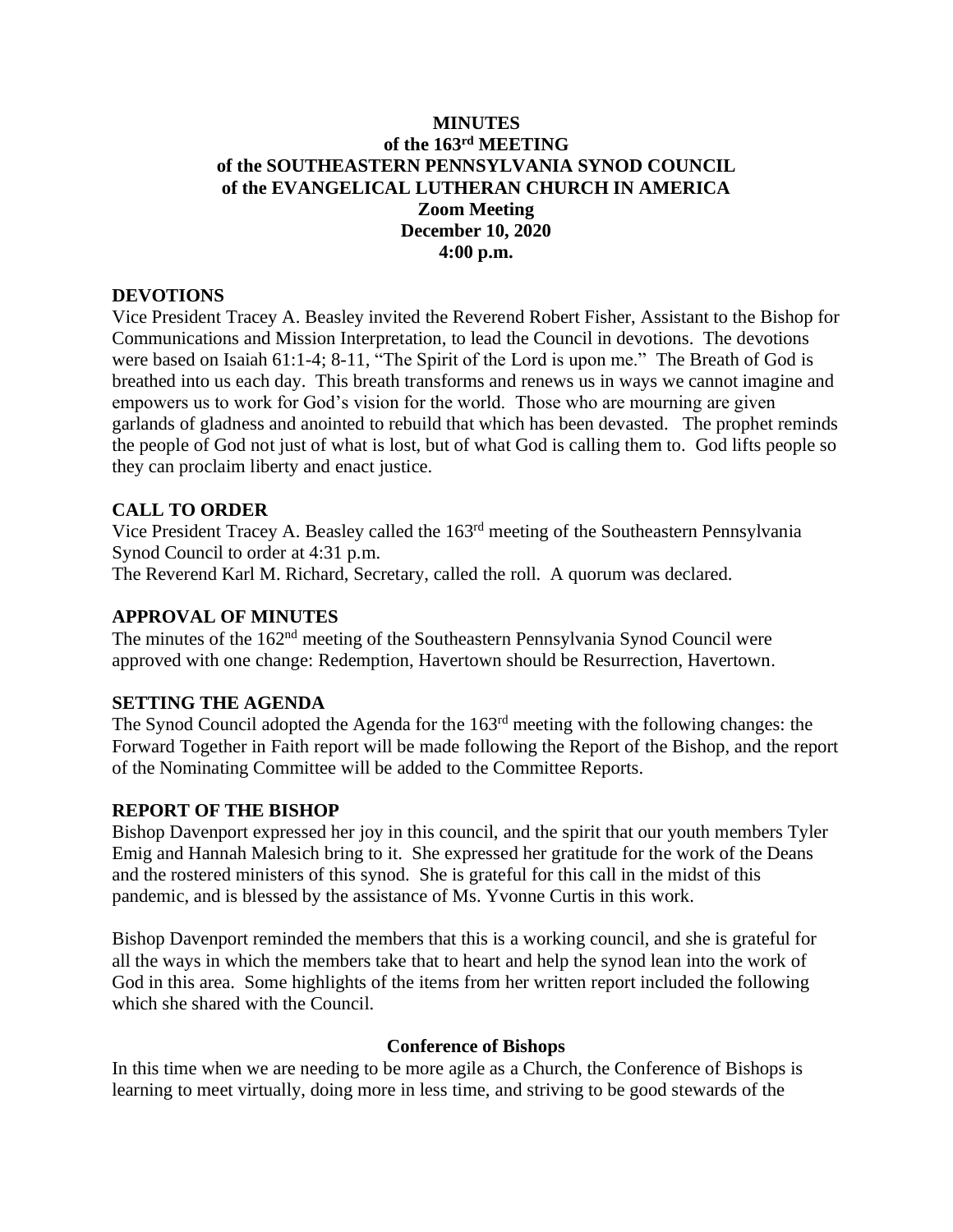# MINUTES
## of the 163rd MEETING
## of the SOUTHEASTERN PENNSYLVANIA SYNOD COUNCIL
## of the EVANGELICAL LUTHERAN CHURCH IN AMERICA
## Zoom Meeting
## December 10, 2020
## 4:00 p.m.

### DEVOTIONS

Vice President Tracey A. Beasley invited the Reverend Robert Fisher, Assistant to the Bishop for Communications and Mission Interpretation, to lead the Council in devotions. The devotions were based on Isaiah 61:1-4; 8-11, "The Spirit of the Lord is upon me." The Breath of God is breathed into us each day. This breath transforms and renews us in ways we cannot imagine and empowers us to work for God's vision for the world. Those who are mourning are given garlands of gladness and anointed to rebuild that which has been devasted. The prophet reminds the people of God not just of what is lost, but of what God is calling them to. God lifts people so they can proclaim liberty and enact justice.

### CALL TO ORDER

Vice President Tracey A. Beasley called the 163rd meeting of the Southeastern Pennsylvania Synod Council to order at 4:31 p.m.

The Reverend Karl M. Richard, Secretary, called the roll. A quorum was declared.

### APPROVAL OF MINUTES

The minutes of the 162nd meeting of the Southeastern Pennsylvania Synod Council were approved with one change: Redemption, Havertown should be Resurrection, Havertown.

### SETTING THE AGENDA

The Synod Council adopted the Agenda for the 163rd meeting with the following changes: the Forward Together in Faith report will be made following the Report of the Bishop, and the report of the Nominating Committee will be added to the Committee Reports.

### REPORT OF THE BISHOP

Bishop Davenport expressed her joy in this council, and the spirit that our youth members Tyler Emig and Hannah Malesich bring to it. She expressed her gratitude for the work of the Deans and the rostered ministers of this synod. She is grateful for this call in the midst of this pandemic, and is blessed by the assistance of Ms. Yvonne Curtis in this work.

Bishop Davenport reminded the members that this is a working council, and she is grateful for all the ways in which the members take that to heart and help the synod lean into the work of God in this area. Some highlights of the items from her written report included the following which she shared with the Council.

#### Conference of Bishops

In this time when we are needing to be more agile as a Church, the Conference of Bishops is learning to meet virtually, doing more in less time, and striving to be good stewards of the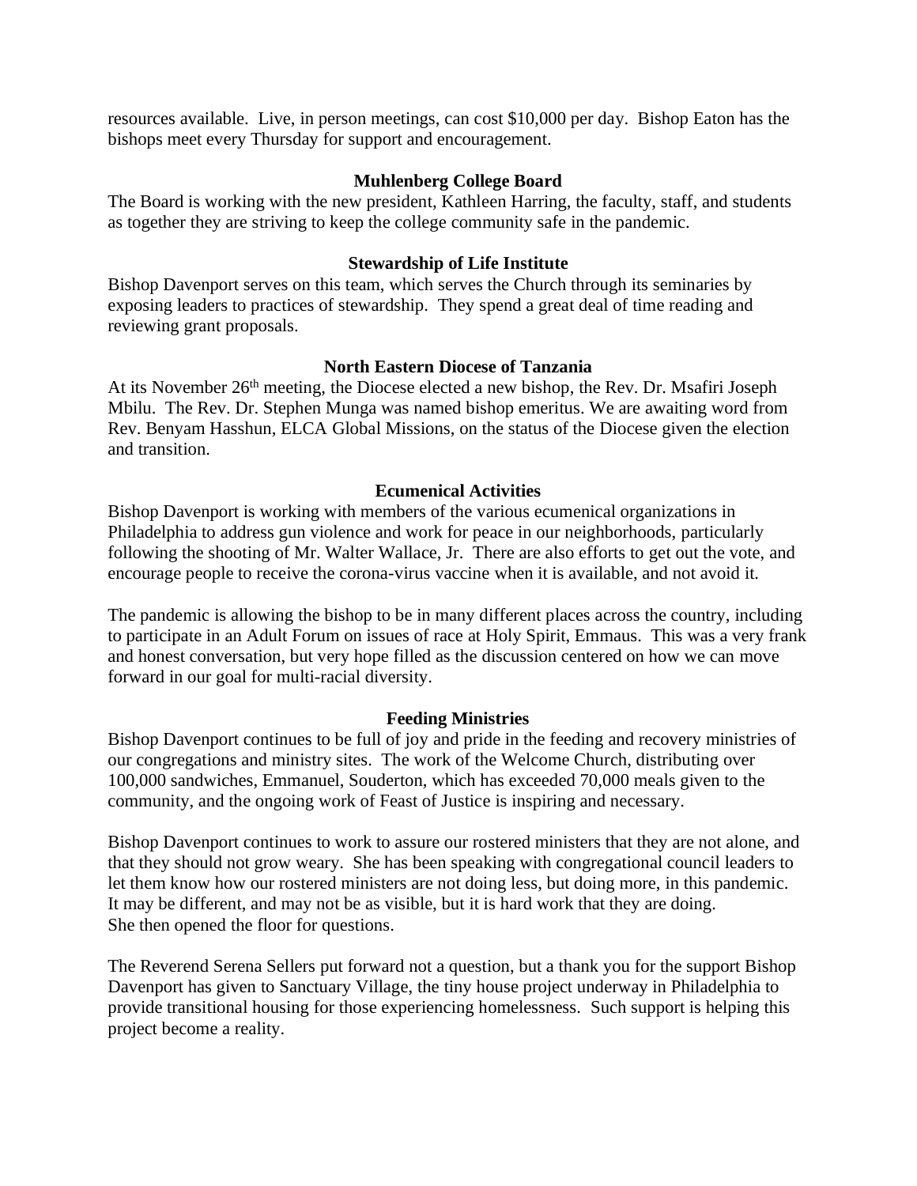resources available. Live, in person meetings, can cost $10,000 per day. Bishop Eaton has the bishops meet every Thursday for support and encouragement.

**Muhlenberg College Board**

The Board is working with the new president, Kathleen Harring, the faculty, staff, and students as together they are striving to keep the college community safe in the pandemic.

**Stewardship of Life Institute**

Bishop Davenport serves on this team, which serves the Church through its seminaries by exposing leaders to practices of stewardship. They spend a great deal of time reading and reviewing grant proposals.

**North Eastern Diocese of Tanzania**

At its November 26th meeting, the Diocese elected a new bishop, the Rev. Dr. Msafiri Joseph Mbilu. The Rev. Dr. Stephen Munga was named bishop emeritus. We are awaiting word from Rev. Benyam Hasshun, ELCA Global Missions, on the status of the Diocese given the election and transition.

**Ecumenical Activities**

Bishop Davenport is working with members of the various ecumenical organizations in Philadelphia to address gun violence and work for peace in our neighborhoods, particularly following the shooting of Mr. Walter Wallace, Jr. There are also efforts to get out the vote, and encourage people to receive the corona-virus vaccine when it is available, and not avoid it.

The pandemic is allowing the bishop to be in many different places across the country, including to participate in an Adult Forum on issues of race at Holy Spirit, Emmaus. This was a very frank and honest conversation, but very hope filled as the discussion centered on how we can move forward in our goal for multi-racial diversity.

**Feeding Ministries**

Bishop Davenport continues to be full of joy and pride in the feeding and recovery ministries of our congregations and ministry sites. The work of the Welcome Church, distributing over 100,000 sandwiches, Emmanuel, Souderton, which has exceeded 70,000 meals given to the community, and the ongoing work of Feast of Justice is inspiring and necessary.

Bishop Davenport continues to work to assure our rostered ministers that they are not alone, and that they should not grow weary. She has been speaking with congregational council leaders to let them know how our rostered ministers are not doing less, but doing more, in this pandemic. It may be different, and may not be as visible, but it is hard work that they are doing.
She then opened the floor for questions.

The Reverend Serena Sellers put forward not a question, but a thank you for the support Bishop Davenport has given to Sanctuary Village, the tiny house project underway in Philadelphia to provide transitional housing for those experiencing homelessness. Such support is helping this project become a reality.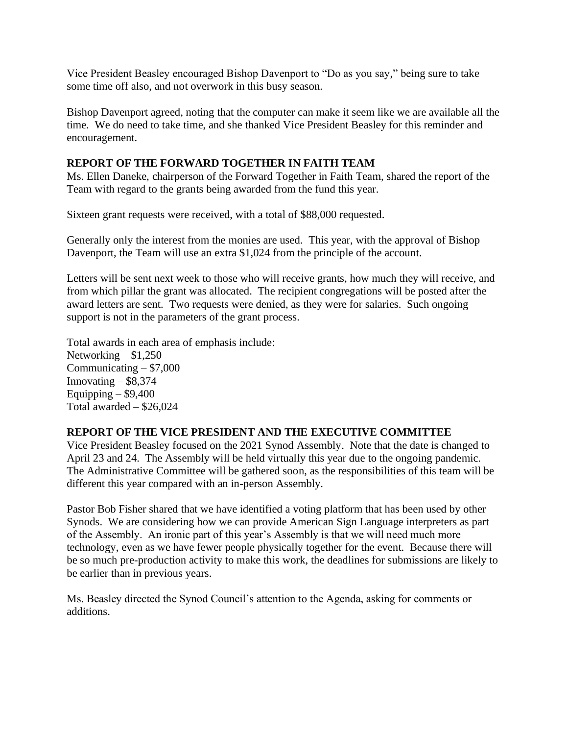Vice President Beasley encouraged Bishop Davenport to "Do as you say," being sure to take some time off also, and not overwork in this busy season.

Bishop Davenport agreed, noting that the computer can make it seem like we are available all the time. We do need to take time, and she thanked Vice President Beasley for this reminder and encouragement.

**REPORT OF THE FORWARD TOGETHER IN FAITH TEAM**

Ms. Ellen Daneke, chairperson of the Forward Together in Faith Team, shared the report of the Team with regard to the grants being awarded from the fund this year.

Sixteen grant requests were received, with a total of $88,000 requested.

Generally only the interest from the monies are used. This year, with the approval of Bishop Davenport, the Team will use an extra $1,024 from the principle of the account.

Letters will be sent next week to those who will receive grants, how much they will receive, and from which pillar the grant was allocated. The recipient congregations will be posted after the award letters are sent. Two requests were denied, as they were for salaries. Such ongoing support is not in the parameters of the grant process.

Total awards in each area of emphasis include:
Networking – $1,250
Communicating – $7,000
Innovating – $8,374
Equipping – $9,400
Total awarded – $26,024

**REPORT OF THE VICE PRESIDENT AND THE EXECUTIVE COMMITTEE**

Vice President Beasley focused on the 2021 Synod Assembly. Note that the date is changed to April 23 and 24. The Assembly will be held virtually this year due to the ongoing pandemic. The Administrative Committee will be gathered soon, as the responsibilities of this team will be different this year compared with an in-person Assembly.

Pastor Bob Fisher shared that we have identified a voting platform that has been used by other Synods. We are considering how we can provide American Sign Language interpreters as part of the Assembly. An ironic part of this year's Assembly is that we will need much more technology, even as we have fewer people physically together for the event. Because there will be so much pre-production activity to make this work, the deadlines for submissions are likely to be earlier than in previous years.

Ms. Beasley directed the Synod Council's attention to the Agenda, asking for comments or additions.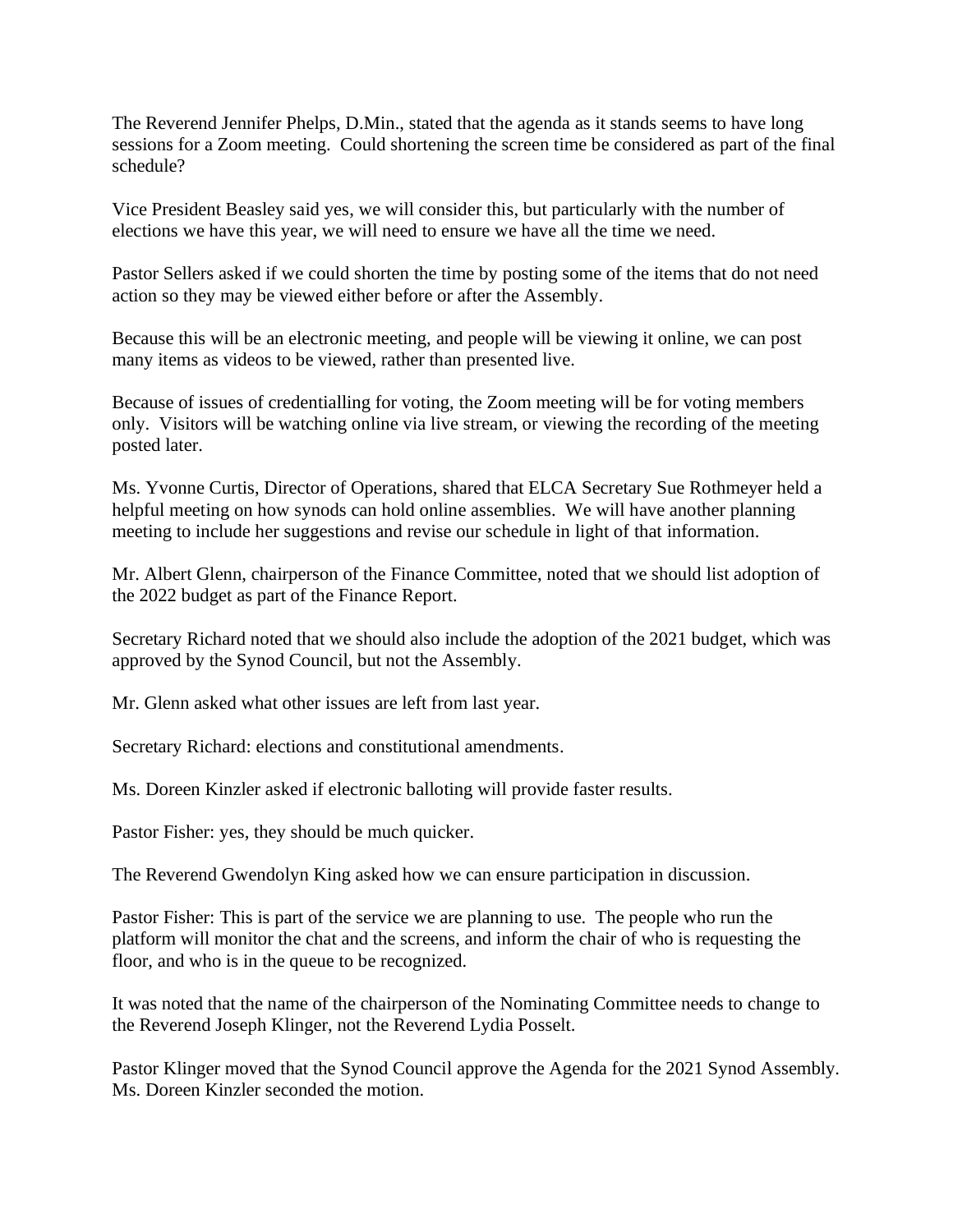The Reverend Jennifer Phelps, D.Min., stated that the agenda as it stands seems to have long sessions for a Zoom meeting. Could shortening the screen time be considered as part of the final schedule?

Vice President Beasley said yes, we will consider this, but particularly with the number of elections we have this year, we will need to ensure we have all the time we need.

Pastor Sellers asked if we could shorten the time by posting some of the items that do not need action so they may be viewed either before or after the Assembly.

Because this will be an electronic meeting, and people will be viewing it online, we can post many items as videos to be viewed, rather than presented live.

Because of issues of credentialling for voting, the Zoom meeting will be for voting members only. Visitors will be watching online via live stream, or viewing the recording of the meeting posted later.

Ms. Yvonne Curtis, Director of Operations, shared that ELCA Secretary Sue Rothmeyer held a helpful meeting on how synods can hold online assemblies. We will have another planning meeting to include her suggestions and revise our schedule in light of that information.

Mr. Albert Glenn, chairperson of the Finance Committee, noted that we should list adoption of the 2022 budget as part of the Finance Report.

Secretary Richard noted that we should also include the adoption of the 2021 budget, which was approved by the Synod Council, but not the Assembly.

Mr. Glenn asked what other issues are left from last year.

Secretary Richard: elections and constitutional amendments.

Ms. Doreen Kinzler asked if electronic balloting will provide faster results.

Pastor Fisher: yes, they should be much quicker.

The Reverend Gwendolyn King asked how we can ensure participation in discussion.

Pastor Fisher: This is part of the service we are planning to use. The people who run the platform will monitor the chat and the screens, and inform the chair of who is requesting the floor, and who is in the queue to be recognized.

It was noted that the name of the chairperson of the Nominating Committee needs to change to the Reverend Joseph Klinger, not the Reverend Lydia Posselt.

Pastor Klinger moved that the Synod Council approve the Agenda for the 2021 Synod Assembly. Ms. Doreen Kinzler seconded the motion.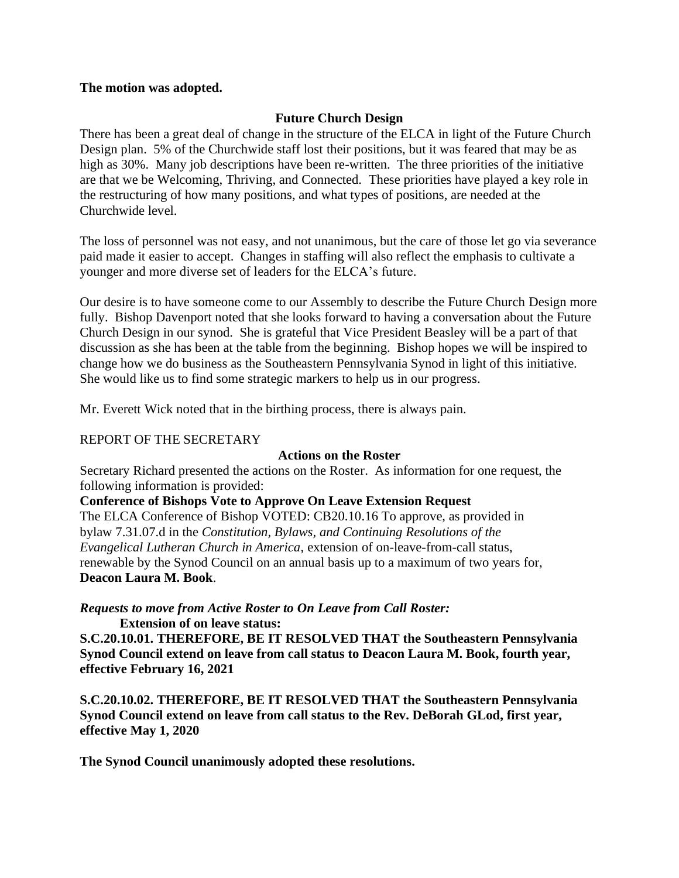**The motion was adopted.**

### Future Church Design

There has been a great deal of change in the structure of the ELCA in light of the Future Church Design plan. 5% of the Churchwide staff lost their positions, but it was feared that may be as high as 30%. Many job descriptions have been re-written. The three priorities of the initiative are that we be Welcoming, Thriving, and Connected. These priorities have played a key role in the restructuring of how many positions, and what types of positions, are needed at the Churchwide level.

The loss of personnel was not easy, and not unanimous, but the care of those let go via severance paid made it easier to accept. Changes in staffing will also reflect the emphasis to cultivate a younger and more diverse set of leaders for the ELCA's future.

Our desire is to have someone come to our Assembly to describe the Future Church Design more fully. Bishop Davenport noted that she looks forward to having a conversation about the Future Church Design in our synod. She is grateful that Vice President Beasley will be a part of that discussion as she has been at the table from the beginning. Bishop hopes we will be inspired to change how we do business as the Southeastern Pennsylvania Synod in light of this initiative. She would like us to find some strategic markers to help us in our progress.

Mr. Everett Wick noted that in the birthing process, there is always pain.

REPORT OF THE SECRETARY

### Actions on the Roster

Secretary Richard presented the actions on the Roster. As information for one request, the following information is provided:

**Conference of Bishops Vote to Approve On Leave Extension Request**

The ELCA Conference of Bishop VOTED: CB20.10.16 To approve, as provided in bylaw 7.31.07.d in the *Constitution, Bylaws, and Continuing Resolutions of the Evangelical Lutheran Church in America*, extension of on-leave-from-call status, renewable by the Synod Council on an annual basis up to a maximum of two years for, **Deacon Laura M. Book**.

***Requests to move from Active Roster to On Leave from Call Roster:***

**Extension of on leave status:**

**S.C.20.10.01. THEREFORE, BE IT RESOLVED THAT the Southeastern Pennsylvania Synod Council extend on leave from call status to Deacon Laura M. Book, fourth year, effective February 16, 2021**

**S.C.20.10.02. THEREFORE, BE IT RESOLVED THAT the Southeastern Pennsylvania Synod Council extend on leave from call status to the Rev. DeBorah GLod, first year, effective May 1, 2020**

**The Synod Council unanimously adopted these resolutions.**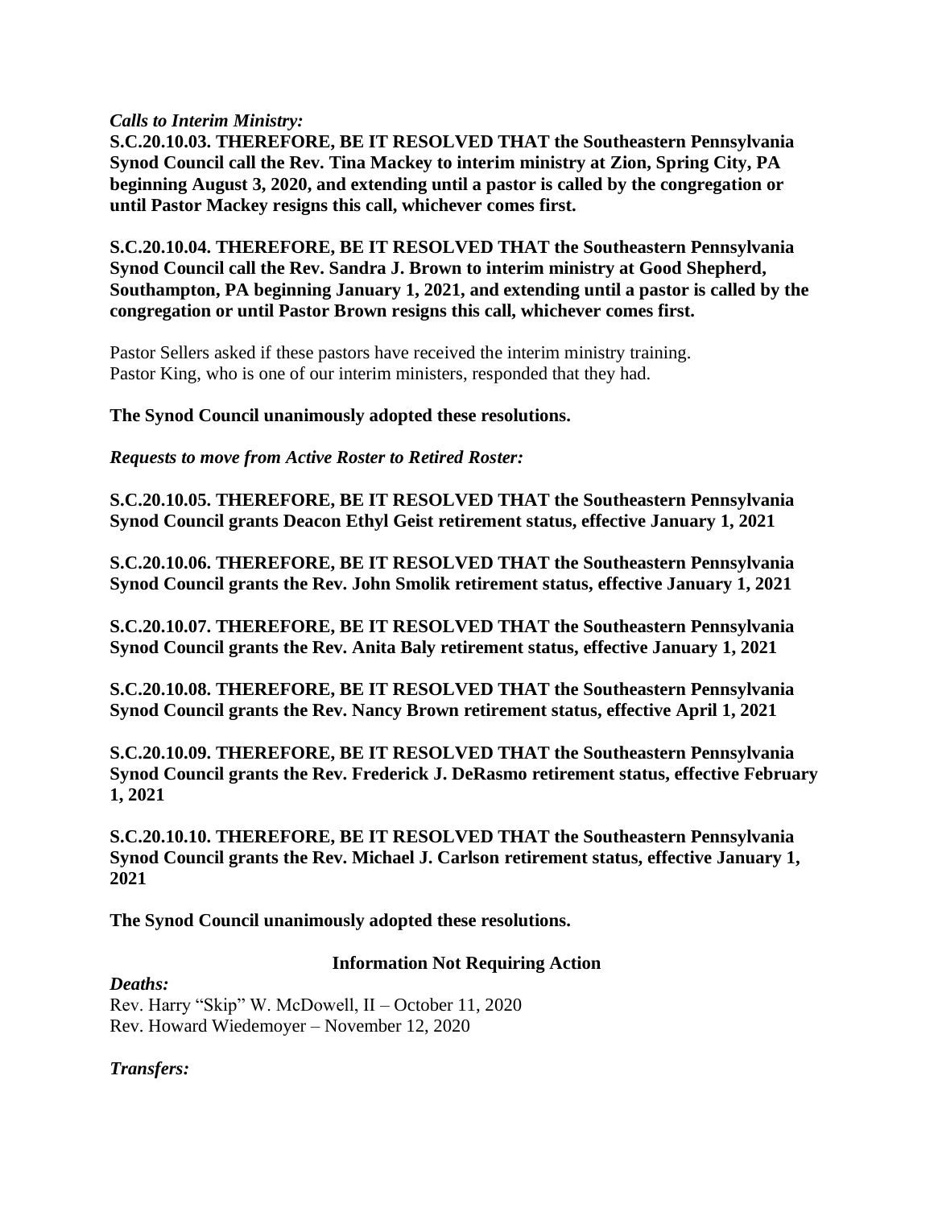*Calls to Interim Ministry:*

**S.C.20.10.03. THEREFORE, BE IT RESOLVED THAT the Southeastern Pennsylvania Synod Council call the Rev. Tina Mackey to interim ministry at Zion, Spring City, PA beginning August 3, 2020, and extending until a pastor is called by the congregation or until Pastor Mackey resigns this call, whichever comes first.**

**S.C.20.10.04. THEREFORE, BE IT RESOLVED THAT the Southeastern Pennsylvania Synod Council call the Rev. Sandra J. Brown to interim ministry at Good Shepherd, Southampton, PA beginning January 1, 2021, and extending until a pastor is called by the congregation or until Pastor Brown resigns this call, whichever comes first.**

Pastor Sellers asked if these pastors have received the interim ministry training. Pastor King, who is one of our interim ministers, responded that they had.

**The Synod Council unanimously adopted these resolutions.**

*Requests to move from Active Roster to Retired Roster:*

**S.C.20.10.05. THEREFORE, BE IT RESOLVED THAT the Southeastern Pennsylvania Synod Council grants Deacon Ethyl Geist retirement status, effective January 1, 2021**

**S.C.20.10.06. THEREFORE, BE IT RESOLVED THAT the Southeastern Pennsylvania Synod Council grants the Rev. John Smolik retirement status, effective January 1, 2021**

**S.C.20.10.07. THEREFORE, BE IT RESOLVED THAT the Southeastern Pennsylvania Synod Council grants the Rev. Anita Baly retirement status, effective January 1, 2021**

**S.C.20.10.08. THEREFORE, BE IT RESOLVED THAT the Southeastern Pennsylvania Synod Council grants the Rev. Nancy Brown retirement status, effective April 1, 2021**

**S.C.20.10.09. THEREFORE, BE IT RESOLVED THAT the Southeastern Pennsylvania Synod Council grants the Rev. Frederick J. DeRasmo retirement status, effective February 1, 2021**

**S.C.20.10.10. THEREFORE, BE IT RESOLVED THAT the Southeastern Pennsylvania Synod Council grants the Rev. Michael J. Carlson retirement status, effective January 1, 2021**

**The Synod Council unanimously adopted these resolutions.**

## Information Not Requiring Action

*Deaths:*

Rev. Harry "Skip" W. McDowell, II – October 11, 2020
Rev. Howard Wiedemoyer – November 12, 2020

*Transfers:*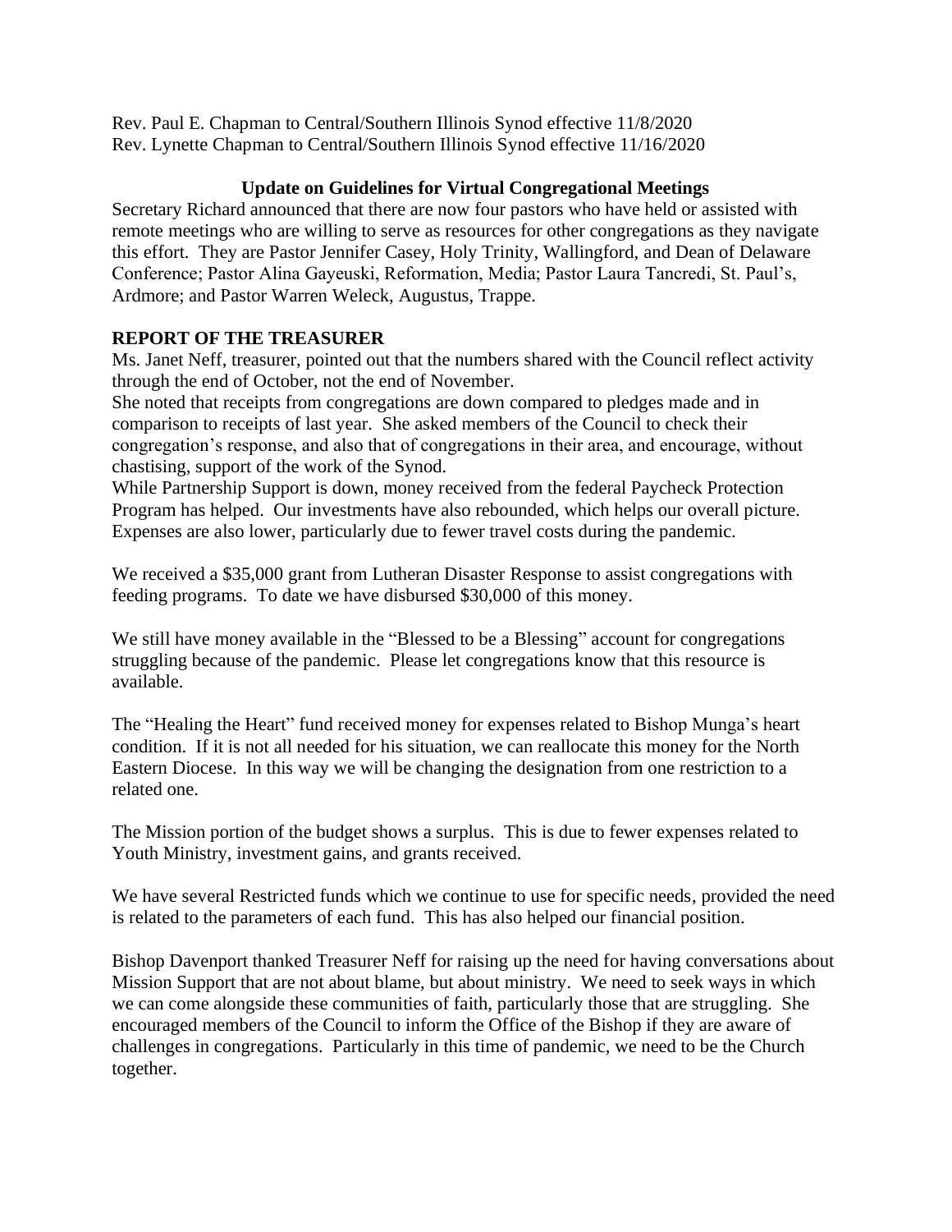Rev. Paul E. Chapman to Central/Southern Illinois Synod effective 11/8/2020
Rev. Lynette Chapman to Central/Southern Illinois Synod effective 11/16/2020

### Update on Guidelines for Virtual Congregational Meetings

Secretary Richard announced that there are now four pastors who have held or assisted with remote meetings who are willing to serve as resources for other congregations as they navigate this effort. They are Pastor Jennifer Casey, Holy Trinity, Wallingford, and Dean of Delaware Conference; Pastor Alina Gayeuski, Reformation, Media; Pastor Laura Tancredi, St. Paul's, Ardmore; and Pastor Warren Weleck, Augustus, Trappe.

## REPORT OF THE TREASURER

Ms. Janet Neff, treasurer, pointed out that the numbers shared with the Council reflect activity through the end of October, not the end of November.

She noted that receipts from congregations are down compared to pledges made and in comparison to receipts of last year. She asked members of the Council to check their congregation's response, and also that of congregations in their area, and encourage, without chastising, support of the work of the Synod.

While Partnership Support is down, money received from the federal Paycheck Protection Program has helped. Our investments have also rebounded, which helps our overall picture. Expenses are also lower, particularly due to fewer travel costs during the pandemic.

We received a $35,000 grant from Lutheran Disaster Response to assist congregations with feeding programs. To date we have disbursed $30,000 of this money.

We still have money available in the "Blessed to be a Blessing" account for congregations struggling because of the pandemic. Please let congregations know that this resource is available.

The "Healing the Heart" fund received money for expenses related to Bishop Munga's heart condition. If it is not all needed for his situation, we can reallocate this money for the North Eastern Diocese. In this way we will be changing the designation from one restriction to a related one.

The Mission portion of the budget shows a surplus. This is due to fewer expenses related to Youth Ministry, investment gains, and grants received.

We have several Restricted funds which we continue to use for specific needs, provided the need is related to the parameters of each fund. This has also helped our financial position.

Bishop Davenport thanked Treasurer Neff for raising up the need for having conversations about Mission Support that are not about blame, but about ministry. We need to seek ways in which we can come alongside these communities of faith, particularly those that are struggling. She encouraged members of the Council to inform the Office of the Bishop if they are aware of challenges in congregations. Particularly in this time of pandemic, we need to be the Church together.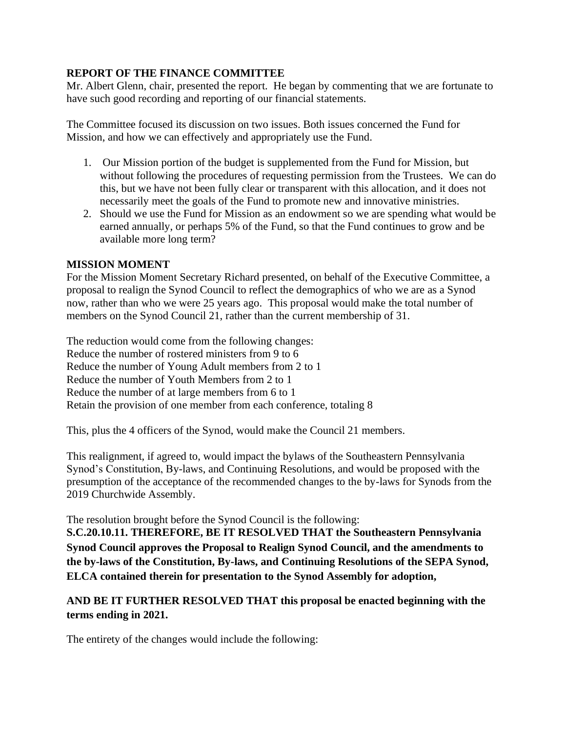**REPORT OF THE FINANCE COMMITTEE**

Mr. Albert Glenn, chair, presented the report. He began by commenting that we are fortunate to have such good recording and reporting of our financial statements.

The Committee focused its discussion on two issues. Both issues concerned the Fund for Mission, and how we can effectively and appropriately use the Fund.

1. Our Mission portion of the budget is supplemented from the Fund for Mission, but without following the procedures of requesting permission from the Trustees. We can do this, but we have not been fully clear or transparent with this allocation, and it does not necessarily meet the goals of the Fund to promote new and innovative ministries.
2. Should we use the Fund for Mission as an endowment so we are spending what would be earned annually, or perhaps 5% of the Fund, so that the Fund continues to grow and be available more long term?

**MISSION MOMENT**

For the Mission Moment Secretary Richard presented, on behalf of the Executive Committee, a proposal to realign the Synod Council to reflect the demographics of who we are as a Synod now, rather than who we were 25 years ago. This proposal would make the total number of members on the Synod Council 21, rather than the current membership of 31.

The reduction would come from the following changes:
Reduce the number of rostered ministers from 9 to 6
Reduce the number of Young Adult members from 2 to 1
Reduce the number of Youth Members from 2 to 1
Reduce the number of at large members from 6 to 1
Retain the provision of one member from each conference, totaling 8

This, plus the 4 officers of the Synod, would make the Council 21 members.

This realignment, if agreed to, would impact the bylaws of the Southeastern Pennsylvania Synod's Constitution, By-laws, and Continuing Resolutions, and would be proposed with the presumption of the acceptance of the recommended changes to the by-laws for Synods from the 2019 Churchwide Assembly.

The resolution brought before the Synod Council is the following:

**S.C.20.10.11. THEREFORE, BE IT RESOLVED THAT the Southeastern Pennsylvania Synod Council approves the Proposal to Realign Synod Council, and the amendments to the by-laws of the Constitution, By-laws, and Continuing Resolutions of the SEPA Synod, ELCA contained therein for presentation to the Synod Assembly for adoption,**

**AND BE IT FURTHER RESOLVED THAT this proposal be enacted beginning with the terms ending in 2021.**

The entirety of the changes would include the following: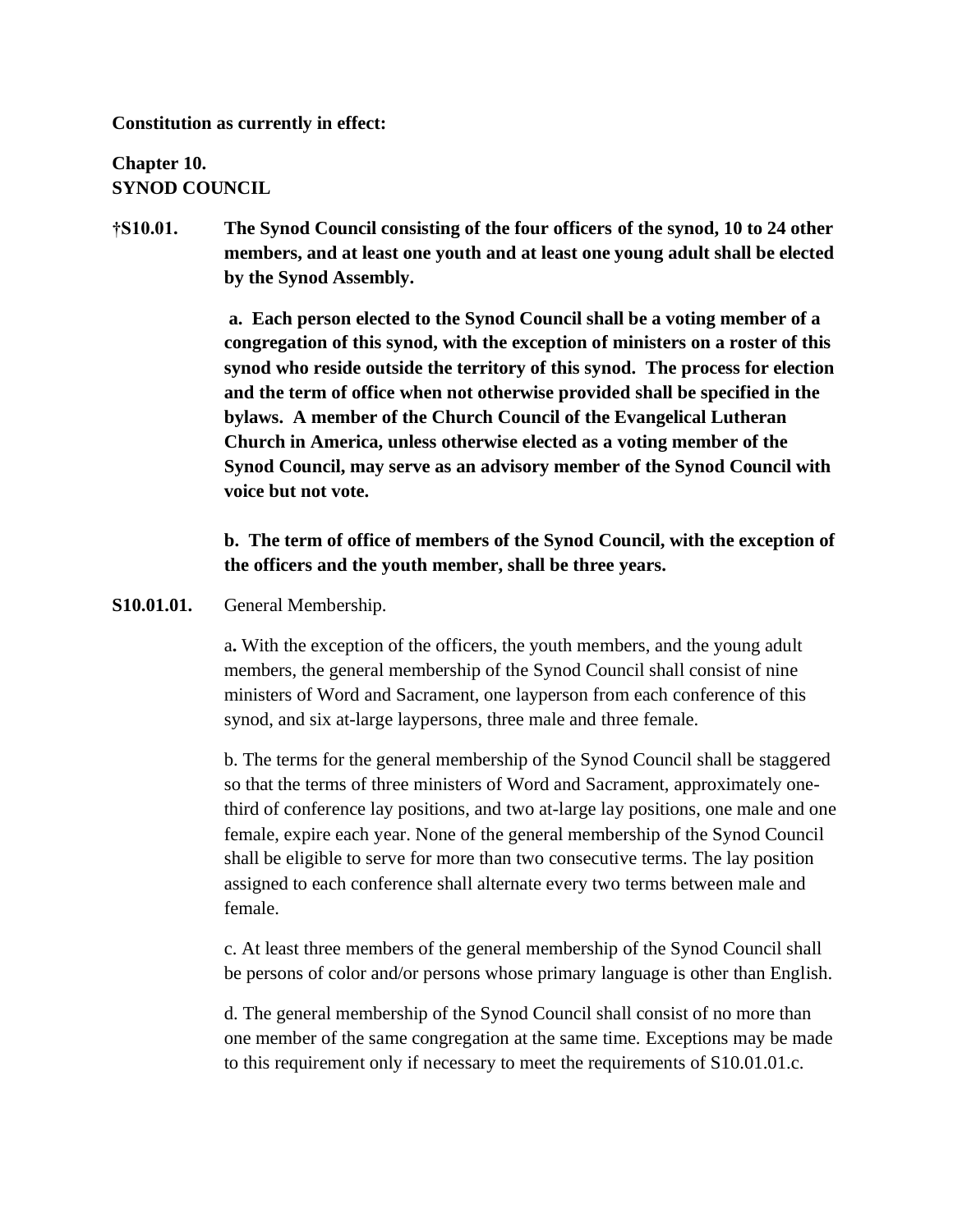**Constitution as currently in effect:**

**Chapter 10.**
**SYNOD COUNCIL**

**†S10.01. The Synod Council consisting of the four officers of the synod, 10 to 24 other members, and at least one youth and at least one young adult shall be elected by the Synod Assembly.**

**a. Each person elected to the Synod Council shall be a voting member of a congregation of this synod, with the exception of ministers on a roster of this synod who reside outside the territory of this synod. The process for election and the term of office when not otherwise provided shall be specified in the bylaws. A member of the Church Council of the Evangelical Lutheran Church in America, unless otherwise elected as a voting member of the Synod Council, may serve as an advisory member of the Synod Council with voice but not vote.**

**b. The term of office of members of the Synod Council, with the exception of the officers and the youth member, shall be three years.**

**S10.01.01.** General Membership.

a**.** With the exception of the officers, the youth members, and the young adult members, the general membership of the Synod Council shall consist of nine ministers of Word and Sacrament, one layperson from each conference of this synod, and six at-large laypersons, three male and three female.

b. The terms for the general membership of the Synod Council shall be staggered so that the terms of three ministers of Word and Sacrament, approximately one-third of conference lay positions, and two at-large lay positions, one male and one female, expire each year. None of the general membership of the Synod Council shall be eligible to serve for more than two consecutive terms. The lay position assigned to each conference shall alternate every two terms between male and female.

c. At least three members of the general membership of the Synod Council shall be persons of color and/or persons whose primary language is other than English.

d. The general membership of the Synod Council shall consist of no more than one member of the same congregation at the same time. Exceptions may be made to this requirement only if necessary to meet the requirements of S10.01.01.c.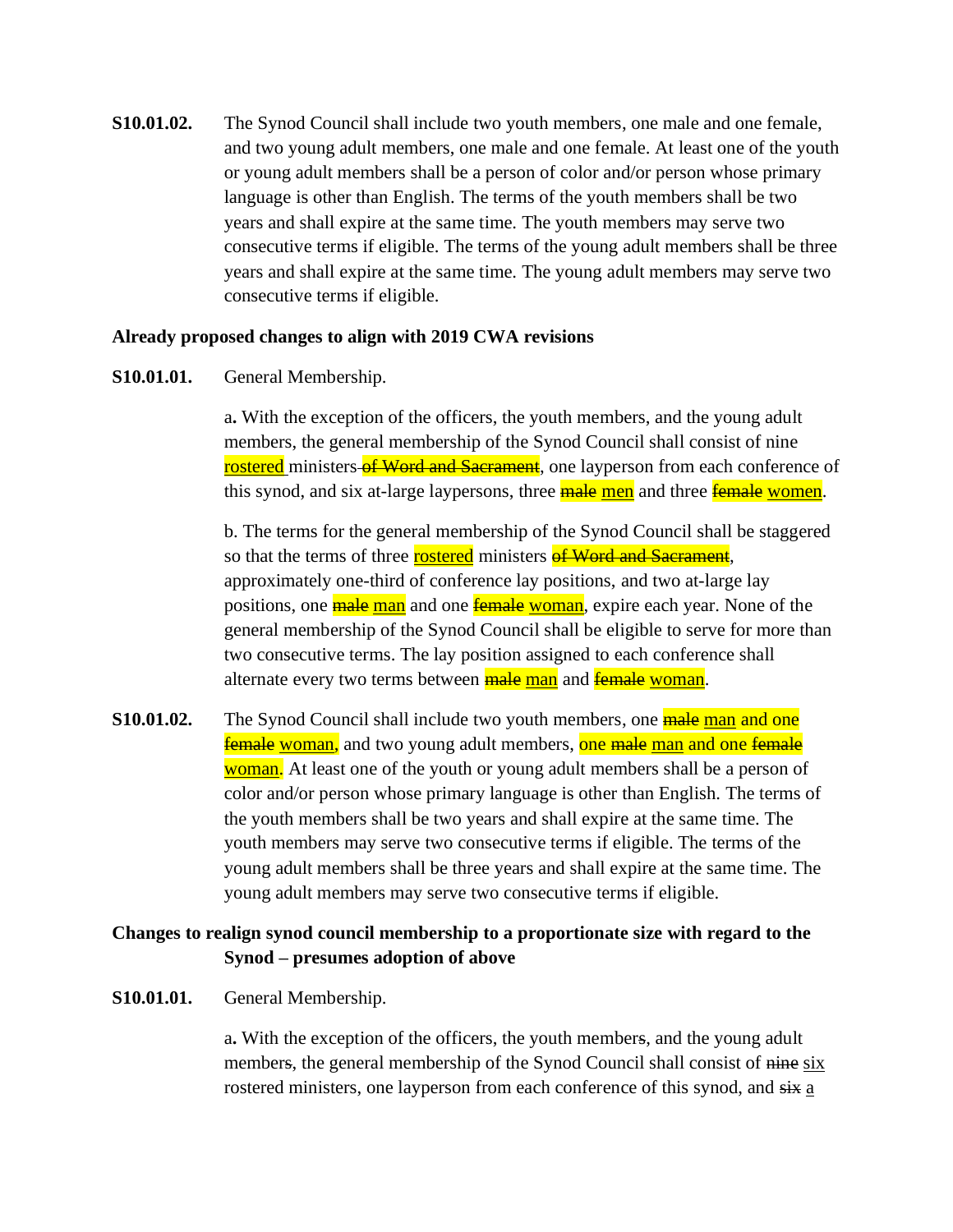**S10.01.02.** The Synod Council shall include two youth members, one male and one female, and two young adult members, one male and one female. At least one of the youth or young adult members shall be a person of color and/or person whose primary language is other than English. The terms of the youth members shall be two years and shall expire at the same time. The youth members may serve two consecutive terms if eligible. The terms of the young adult members shall be three years and shall expire at the same time. The young adult members may serve two consecutive terms if eligible.

**Already proposed changes to align with 2019 CWA revisions**

**S10.01.01.** General Membership.

a**.** With the exception of the officers, the youth members, and the young adult members, the general membership of the Synod Council shall consist of nine <u>rostered</u> ministers ~~of Word and Sacrament~~, one layperson from each conference of this synod, and six at-large laypersons, three ~~male~~ <u>men</u> and three ~~female~~ <u>women</u>.

b. The terms for the general membership of the Synod Council shall be staggered so that the terms of three <u>rostered</u> ministers ~~of Word and Sacrament~~, approximately one-third of conference lay positions, and two at-large lay positions, one ~~male~~ <u>man</u> and one ~~female~~ <u>woman</u>, expire each year. None of the general membership of the Synod Council shall be eligible to serve for more than two consecutive terms. The lay position assigned to each conference shall alternate every two terms between ~~male~~ <u>man</u> and ~~female~~ <u>woman</u>.

**S10.01.02.** The Synod Council shall include two youth members, one ~~male~~ <u>man</u> and one ~~female~~ <u>woman</u>, and two young adult members, one ~~male~~ <u>man</u> and one ~~female~~ <u>woman</u>. At least one of the youth or young adult members shall be a person of color and/or person whose primary language is other than English. The terms of the youth members shall be two years and shall expire at the same time. The youth members may serve two consecutive terms if eligible. The terms of the young adult members shall be three years and shall expire at the same time. The young adult members may serve two consecutive terms if eligible.

**Changes to realign synod council membership to a proportionate size with regard to the Synod – presumes adoption of above**

**S10.01.01.** General Membership.

a**.** With the exception of the officers, the youth member~~s~~, and the young adult member~~s~~, the general membership of the Synod Council shall consist of ~~nine~~ <u>six</u> rostered ministers, one layperson from each conference of this synod, and ~~six~~ <u>a</u>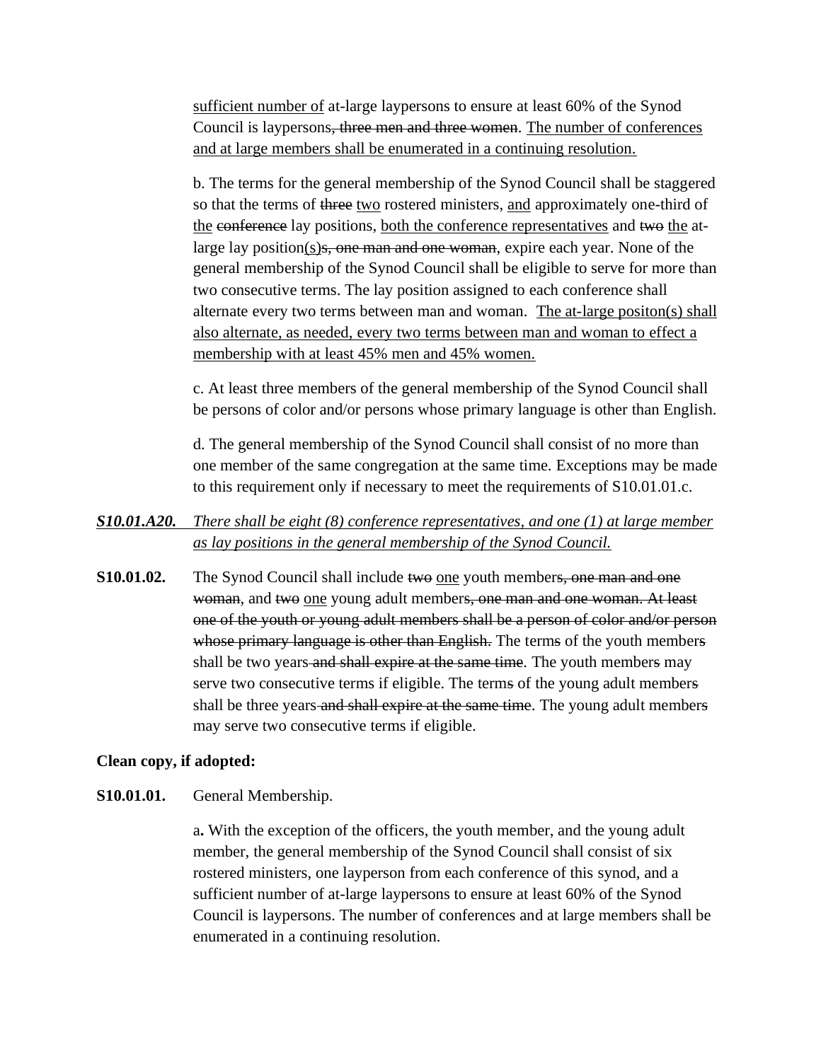<u>sufficient number of</u> at-large laypersons to ensure at least 60% of the Synod Council is laypersons~~, three men and three women~~. <u>The number of conferences and at large members shall be enumerated in a continuing resolution.</u>

b. The terms for the general membership of the Synod Council shall be staggered so that the terms of ~~three~~ <u>two</u> rostered ministers, <u>and</u> approximately one-third of <u>the</u> ~~conference~~ lay positions, <u>both the conference representatives</u> and ~~two~~ <u>the</u> at-large lay position<u>(s)</u>~~s, one man and one woman~~, expire each year. None of the general membership of the Synod Council shall be eligible to serve for more than two consecutive terms. The lay position assigned to each conference shall alternate every two terms between man and woman. <u>The at-large positon(s) shall also alternate, as needed, every two terms between man and woman to effect a membership with at least 45% men and 45% women.</u>

c. At least three members of the general membership of the Synod Council shall be persons of color and/or persons whose primary language is other than English.

d. The general membership of the Synod Council shall consist of no more than one member of the same congregation at the same time. Exceptions may be made to this requirement only if necessary to meet the requirements of S10.01.01.c.

***<u>S10.01.A20.</u>*** *<u>There shall be eight (8) conference representatives, and one (1) at large member as lay positions in the general membership of the Synod Council.</u>*

**S10.01.02.** The Synod Council shall include ~~two~~ <u>one</u> youth member~~s, one man and one woman~~, and ~~two~~ <u>one</u> young adult member~~s, one man and one woman. At least one of the youth or young adult members shall be a person of color and/or person whose primary language is other than English.~~ The term~~s~~ of the youth member~~s~~ shall be two years~~ and shall expire at the same time~~. The youth member~~s~~ may serve two consecutive terms if eligible. The term~~s~~ of the young adult member~~s~~ shall be three years~~ and shall expire at the same time~~. The young adult member~~s~~ may serve two consecutive terms if eligible.

**Clean copy, if adopted:**

**S10.01.01.** General Membership.

a**.** With the exception of the officers, the youth member, and the young adult member, the general membership of the Synod Council shall consist of six rostered ministers, one layperson from each conference of this synod, and a sufficient number of at-large laypersons to ensure at least 60% of the Synod Council is laypersons. The number of conferences and at large members shall be enumerated in a continuing resolution.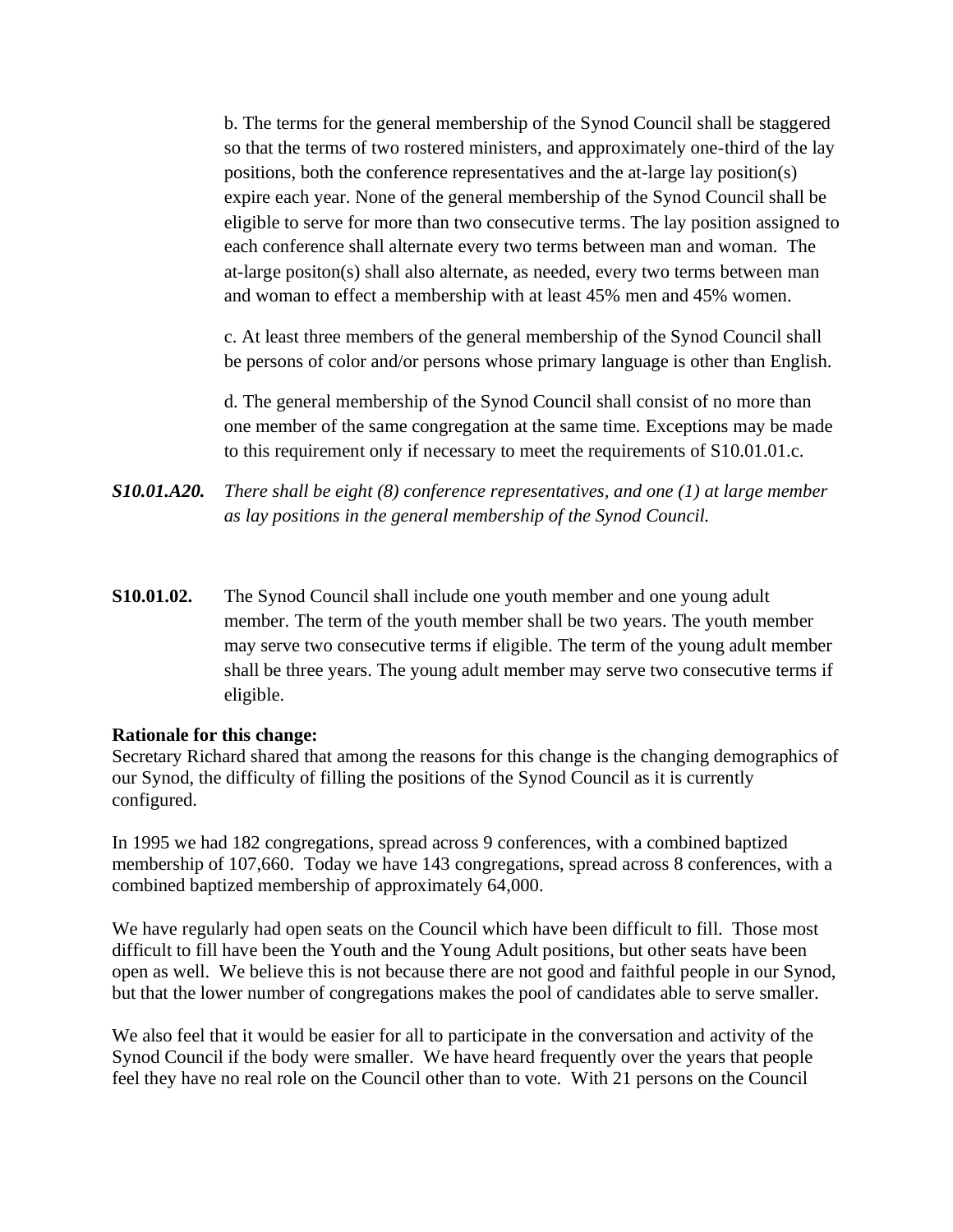b. The terms for the general membership of the Synod Council shall be staggered so that the terms of two rostered ministers, and approximately one-third of the lay positions, both the conference representatives and the at-large lay position(s) expire each year. None of the general membership of the Synod Council shall be eligible to serve for more than two consecutive terms. The lay position assigned to each conference shall alternate every two terms between man and woman. The at-large positon(s) shall also alternate, as needed, every two terms between man and woman to effect a membership with at least 45% men and 45% women.

c. At least three members of the general membership of the Synod Council shall be persons of color and/or persons whose primary language is other than English.

d. The general membership of the Synod Council shall consist of no more than one member of the same congregation at the same time. Exceptions may be made to this requirement only if necessary to meet the requirements of S10.01.01.c.

***S10.01.A20.*** *There shall be eight (8) conference representatives, and one (1) at large member as lay positions in the general membership of the Synod Council.*

**S10.01.02.** The Synod Council shall include one youth member and one young adult member. The term of the youth member shall be two years. The youth member may serve two consecutive terms if eligible. The term of the young adult member shall be three years. The young adult member may serve two consecutive terms if eligible.

**Rationale for this change:**
Secretary Richard shared that among the reasons for this change is the changing demographics of our Synod, the difficulty of filling the positions of the Synod Council as it is currently configured.

In 1995 we had 182 congregations, spread across 9 conferences, with a combined baptized membership of 107,660. Today we have 143 congregations, spread across 8 conferences, with a combined baptized membership of approximately 64,000.

We have regularly had open seats on the Council which have been difficult to fill. Those most difficult to fill have been the Youth and the Young Adult positions, but other seats have been open as well. We believe this is not because there are not good and faithful people in our Synod, but that the lower number of congregations makes the pool of candidates able to serve smaller.

We also feel that it would be easier for all to participate in the conversation and activity of the Synod Council if the body were smaller. We have heard frequently over the years that people feel they have no real role on the Council other than to vote. With 21 persons on the Council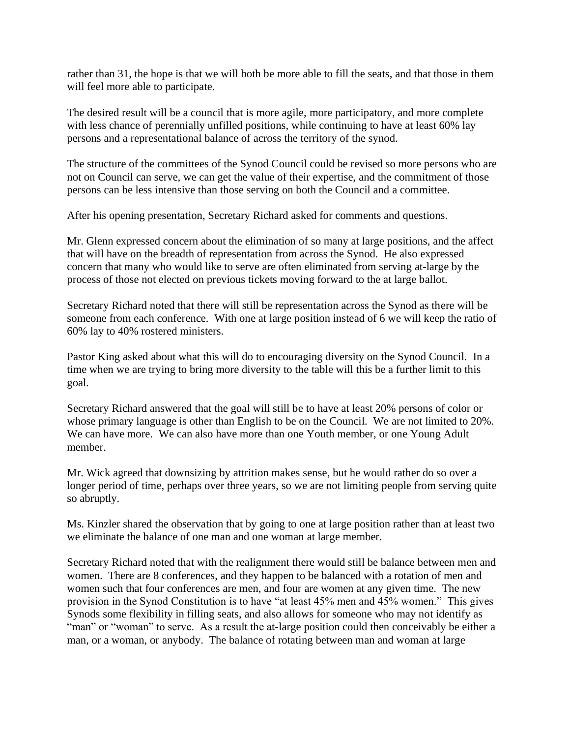rather than 31, the hope is that we will both be more able to fill the seats, and that those in them will feel more able to participate.

The desired result will be a council that is more agile, more participatory, and more complete with less chance of perennially unfilled positions, while continuing to have at least 60% lay persons and a representational balance of across the territory of the synod.

The structure of the committees of the Synod Council could be revised so more persons who are not on Council can serve, we can get the value of their expertise, and the commitment of those persons can be less intensive than those serving on both the Council and a committee.

After his opening presentation, Secretary Richard asked for comments and questions.

Mr. Glenn expressed concern about the elimination of so many at large positions, and the affect that will have on the breadth of representation from across the Synod. He also expressed concern that many who would like to serve are often eliminated from serving at-large by the process of those not elected on previous tickets moving forward to the at large ballot.

Secretary Richard noted that there will still be representation across the Synod as there will be someone from each conference. With one at large position instead of 6 we will keep the ratio of 60% lay to 40% rostered ministers.

Pastor King asked about what this will do to encouraging diversity on the Synod Council. In a time when we are trying to bring more diversity to the table will this be a further limit to this goal.

Secretary Richard answered that the goal will still be to have at least 20% persons of color or whose primary language is other than English to be on the Council. We are not limited to 20%. We can have more. We can also have more than one Youth member, or one Young Adult member.

Mr. Wick agreed that downsizing by attrition makes sense, but he would rather do so over a longer period of time, perhaps over three years, so we are not limiting people from serving quite so abruptly.

Ms. Kinzler shared the observation that by going to one at large position rather than at least two we eliminate the balance of one man and one woman at large member.

Secretary Richard noted that with the realignment there would still be balance between men and women. There are 8 conferences, and they happen to be balanced with a rotation of men and women such that four conferences are men, and four are women at any given time. The new provision in the Synod Constitution is to have "at least 45% men and 45% women." This gives Synods some flexibility in filling seats, and also allows for someone who may not identify as "man" or "woman" to serve. As a result the at-large position could then conceivably be either a man, or a woman, or anybody. The balance of rotating between man and woman at large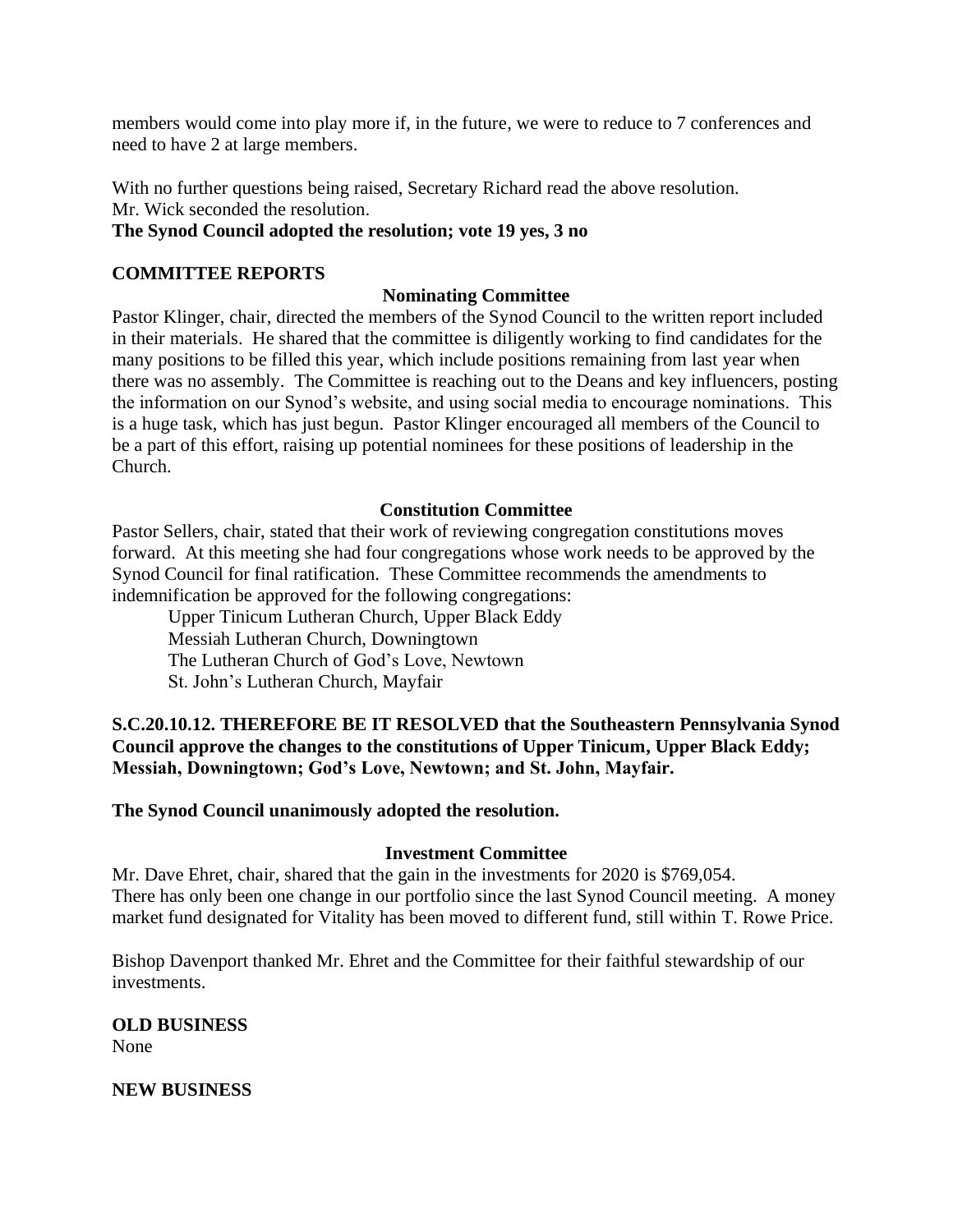members would come into play more if, in the future, we were to reduce to 7 conferences and need to have 2 at large members.

With no further questions being raised, Secretary Richard read the above resolution. Mr. Wick seconded the resolution.

**The Synod Council adopted the resolution; vote 19 yes, 3 no**

## COMMITTEE REPORTS

### Nominating Committee

Pastor Klinger, chair, directed the members of the Synod Council to the written report included in their materials. He shared that the committee is diligently working to find candidates for the many positions to be filled this year, which include positions remaining from last year when there was no assembly. The Committee is reaching out to the Deans and key influencers, posting the information on our Synod's website, and using social media to encourage nominations. This is a huge task, which has just begun. Pastor Klinger encouraged all members of the Council to be a part of this effort, raising up potential nominees for these positions of leadership in the Church.

### Constitution Committee

Pastor Sellers, chair, stated that their work of reviewing congregation constitutions moves forward. At this meeting she had four congregations whose work needs to be approved by the Synod Council for final ratification. These Committee recommends the amendments to indemnification be approved for the following congregations:

Upper Tinicum Lutheran Church, Upper Black Eddy
Messiah Lutheran Church, Downingtown
The Lutheran Church of God's Love, Newtown
St. John's Lutheran Church, Mayfair

**S.C.20.10.12. THEREFORE BE IT RESOLVED that the Southeastern Pennsylvania Synod Council approve the changes to the constitutions of Upper Tinicum, Upper Black Eddy; Messiah, Downingtown; God's Love, Newtown; and St. John, Mayfair.**

**The Synod Council unanimously adopted the resolution.**

### Investment Committee

Mr. Dave Ehret, chair, shared that the gain in the investments for 2020 is $769,054. There has only been one change in our portfolio since the last Synod Council meeting. A money market fund designated for Vitality has been moved to different fund, still within T. Rowe Price.

Bishop Davenport thanked Mr. Ehret and the Committee for their faithful stewardship of our investments.

## OLD BUSINESS

None

## NEW BUSINESS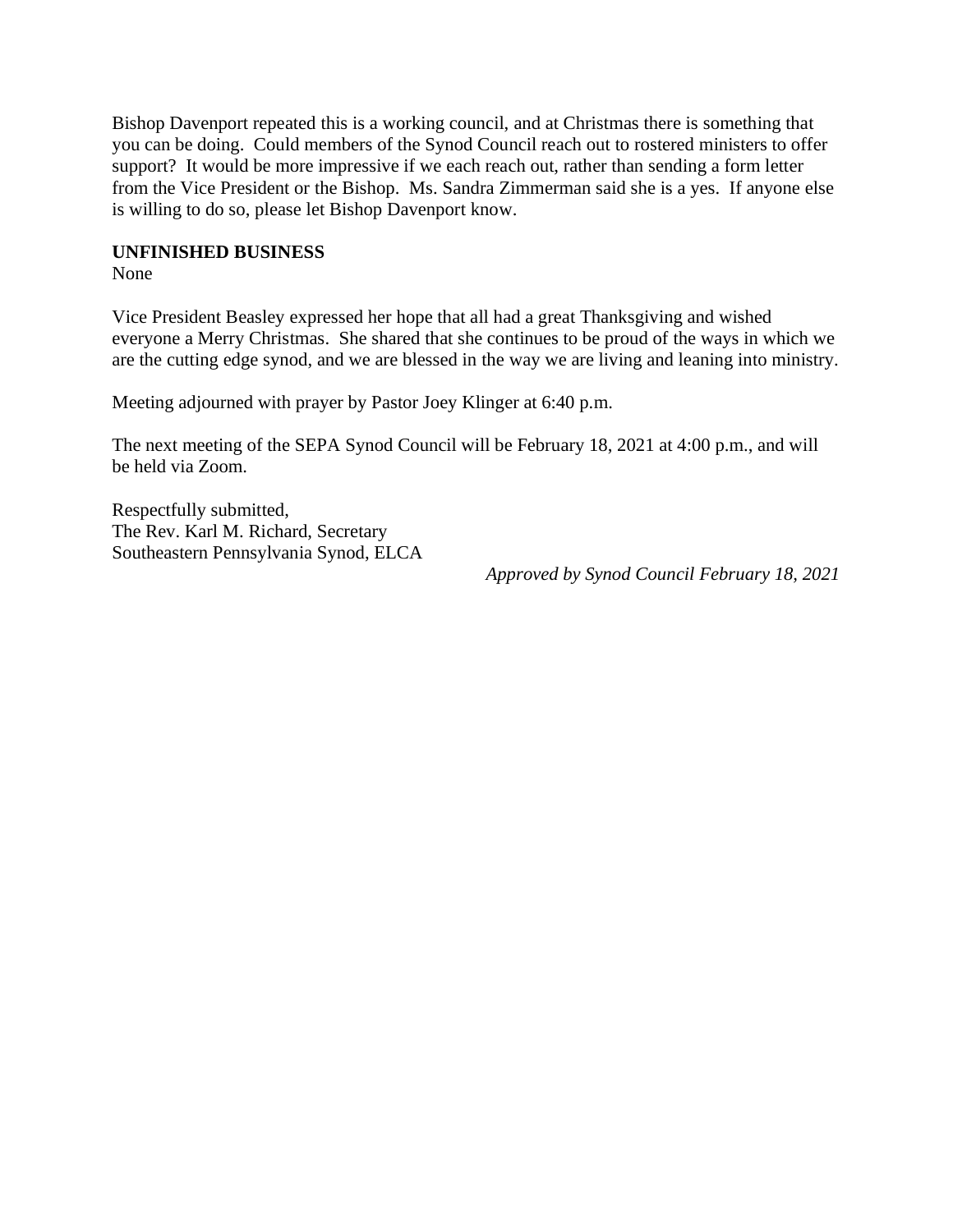Bishop Davenport repeated this is a working council, and at Christmas there is something that you can be doing. Could members of the Synod Council reach out to rostered ministers to offer support? It would be more impressive if we each reach out, rather than sending a form letter from the Vice President or the Bishop. Ms. Sandra Zimmerman said she is a yes. If anyone else is willing to do so, please let Bishop Davenport know.

**UNFINISHED BUSINESS**
None

Vice President Beasley expressed her hope that all had a great Thanksgiving and wished everyone a Merry Christmas. She shared that she continues to be proud of the ways in which we are the cutting edge synod, and we are blessed in the way we are living and leaning into ministry.

Meeting adjourned with prayer by Pastor Joey Klinger at 6:40 p.m.

The next meeting of the SEPA Synod Council will be February 18, 2021 at 4:00 p.m., and will be held via Zoom.

Respectfully submitted,
The Rev. Karl M. Richard, Secretary
Southeastern Pennsylvania Synod, ELCA

*Approved by Synod Council February 18, 2021*